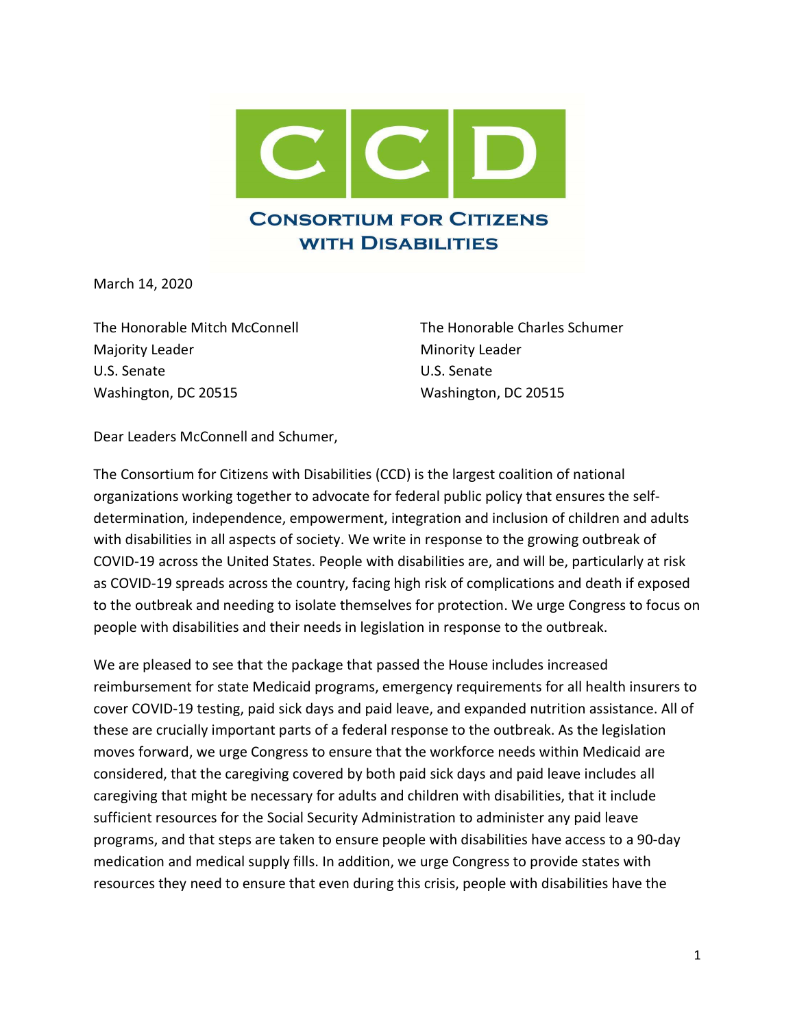# CCD

## Consortium for Citizens with Disabilities

March 14, 2020

The Honorable Mitch McConnell
Majority Leader
U.S. Senate
Washington, DC 20515

The Honorable Charles Schumer
Minority Leader
U.S. Senate
Washington, DC 20515

Dear Leaders McConnell and Schumer,

The Consortium for Citizens with Disabilities (CCD) is the largest coalition of national organizations working together to advocate for federal public policy that ensures the self-determination, independence, empowerment, integration and inclusion of children and adults with disabilities in all aspects of society. We write in response to the growing outbreak of COVID-19 across the United States. People with disabilities are, and will be, particularly at risk as COVID-19 spreads across the country, facing high risk of complications and death if exposed to the outbreak and needing to isolate themselves for protection. We urge Congress to focus on people with disabilities and their needs in legislation in response to the outbreak.

We are pleased to see that the package that passed the House includes increased reimbursement for state Medicaid programs, emergency requirements for all health insurers to cover COVID-19 testing, paid sick days and paid leave, and expanded nutrition assistance. All of these are crucially important parts of a federal response to the outbreak. As the legislation moves forward, we urge Congress to ensure that the workforce needs within Medicaid are considered, that the caregiving covered by both paid sick days and paid leave includes all caregiving that might be necessary for adults and children with disabilities, that it include sufficient resources for the Social Security Administration to administer any paid leave programs, and that steps are taken to ensure people with disabilities have access to a 90-day medication and medical supply fills. In addition, we urge Congress to provide states with resources they need to ensure that even during this crisis, people with disabilities have the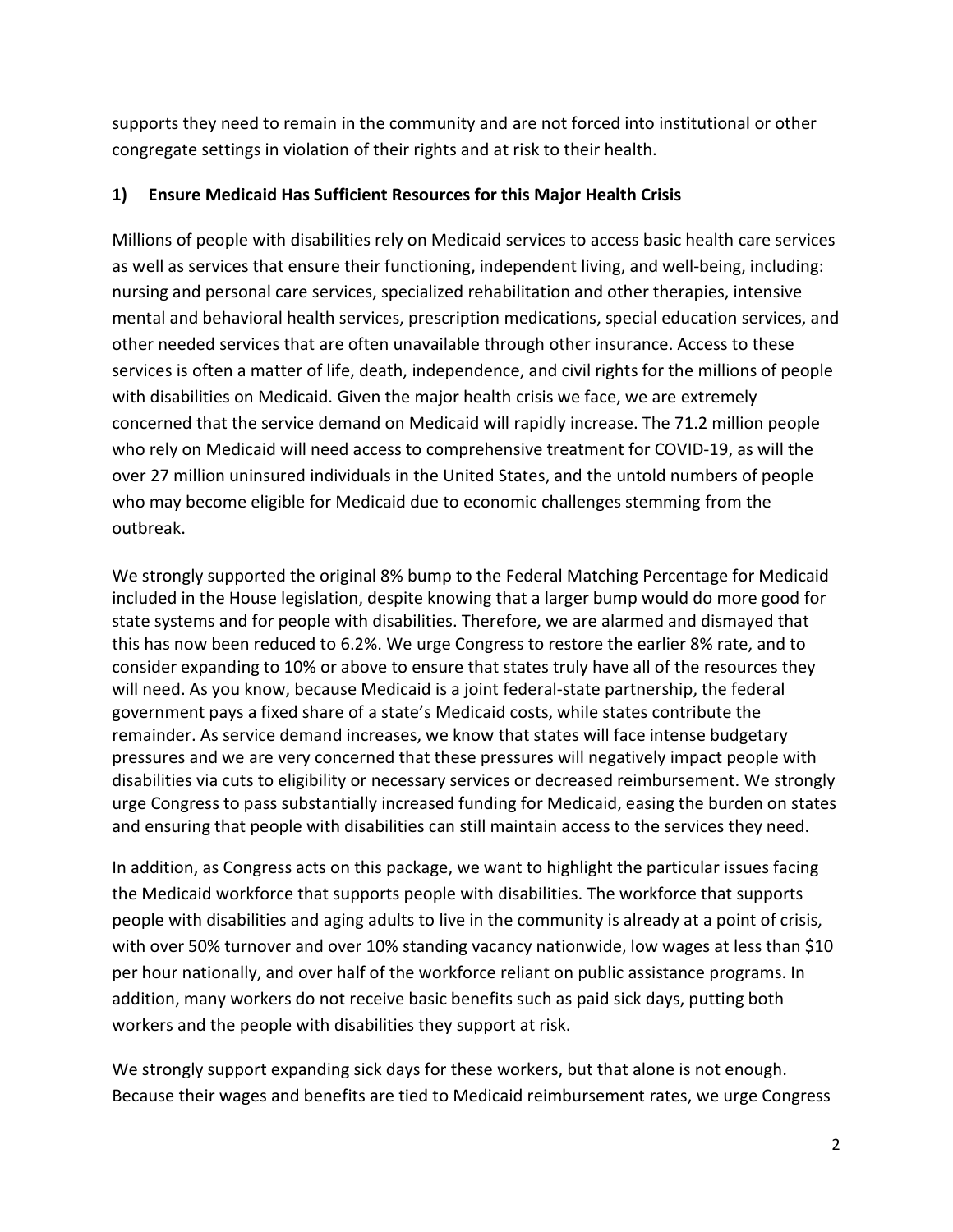supports they need to remain in the community and are not forced into institutional or other congregate settings in violation of their rights and at risk to their health.

## 1) Ensure Medicaid Has Sufficient Resources for this Major Health Crisis

Millions of people with disabilities rely on Medicaid services to access basic health care services as well as services that ensure their functioning, independent living, and well-being, including: nursing and personal care services, specialized rehabilitation and other therapies, intensive mental and behavioral health services, prescription medications, special education services, and other needed services that are often unavailable through other insurance. Access to these services is often a matter of life, death, independence, and civil rights for the millions of people with disabilities on Medicaid. Given the major health crisis we face, we are extremely concerned that the service demand on Medicaid will rapidly increase. The 71.2 million people who rely on Medicaid will need access to comprehensive treatment for COVID-19, as will the over 27 million uninsured individuals in the United States, and the untold numbers of people who may become eligible for Medicaid due to economic challenges stemming from the outbreak.

We strongly supported the original 8% bump to the Federal Matching Percentage for Medicaid included in the House legislation, despite knowing that a larger bump would do more good for state systems and for people with disabilities. Therefore, we are alarmed and dismayed that this has now been reduced to 6.2%. We urge Congress to restore the earlier 8% rate, and to consider expanding to 10% or above to ensure that states truly have all of the resources they will need. As you know, because Medicaid is a joint federal-state partnership, the federal government pays a fixed share of a state's Medicaid costs, while states contribute the remainder. As service demand increases, we know that states will face intense budgetary pressures and we are very concerned that these pressures will negatively impact people with disabilities via cuts to eligibility or necessary services or decreased reimbursement. We strongly urge Congress to pass substantially increased funding for Medicaid, easing the burden on states and ensuring that people with disabilities can still maintain access to the services they need.

In addition, as Congress acts on this package, we want to highlight the particular issues facing the Medicaid workforce that supports people with disabilities. The workforce that supports people with disabilities and aging adults to live in the community is already at a point of crisis, with over 50% turnover and over 10% standing vacancy nationwide, low wages at less than $10 per hour nationally, and over half of the workforce reliant on public assistance programs. In addition, many workers do not receive basic benefits such as paid sick days, putting both workers and the people with disabilities they support at risk.

We strongly support expanding sick days for these workers, but that alone is not enough. Because their wages and benefits are tied to Medicaid reimbursement rates, we urge Congress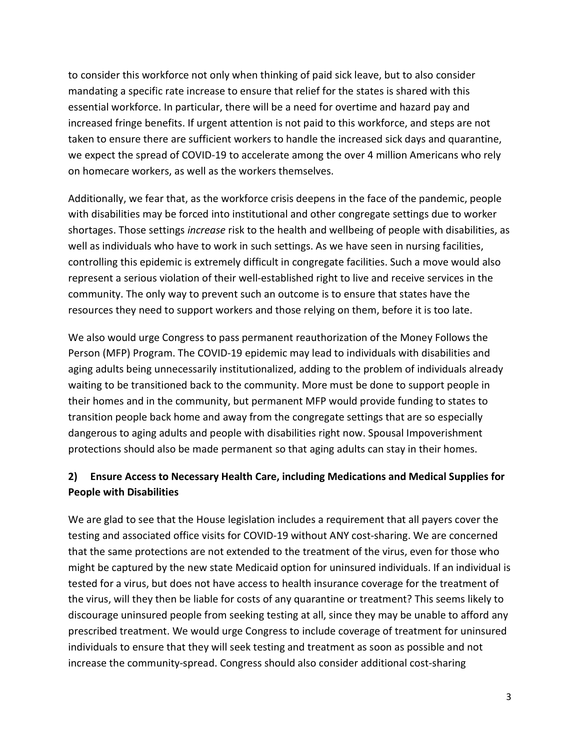to consider this workforce not only when thinking of paid sick leave, but to also consider mandating a specific rate increase to ensure that relief for the states is shared with this essential workforce. In particular, there will be a need for overtime and hazard pay and increased fringe benefits. If urgent attention is not paid to this workforce, and steps are not taken to ensure there are sufficient workers to handle the increased sick days and quarantine, we expect the spread of COVID-19 to accelerate among the over 4 million Americans who rely on homecare workers, as well as the workers themselves.

Additionally, we fear that, as the workforce crisis deepens in the face of the pandemic, people with disabilities may be forced into institutional and other congregate settings due to worker shortages. Those settings *increase* risk to the health and wellbeing of people with disabilities, as well as individuals who have to work in such settings. As we have seen in nursing facilities, controlling this epidemic is extremely difficult in congregate facilities. Such a move would also represent a serious violation of their well-established right to live and receive services in the community. The only way to prevent such an outcome is to ensure that states have the resources they need to support workers and those relying on them, before it is too late.

We also would urge Congress to pass permanent reauthorization of the Money Follows the Person (MFP) Program. The COVID-19 epidemic may lead to individuals with disabilities and aging adults being unnecessarily institutionalized, adding to the problem of individuals already waiting to be transitioned back to the community. More must be done to support people in their homes and in the community, but permanent MFP would provide funding to states to transition people back home and away from the congregate settings that are so especially dangerous to aging adults and people with disabilities right now. Spousal Impoverishment protections should also be made permanent so that aging adults can stay in their homes.

## 2) Ensure Access to Necessary Health Care, including Medications and Medical Supplies for People with Disabilities

We are glad to see that the House legislation includes a requirement that all payers cover the testing and associated office visits for COVID-19 without ANY cost-sharing. We are concerned that the same protections are not extended to the treatment of the virus, even for those who might be captured by the new state Medicaid option for uninsured individuals. If an individual is tested for a virus, but does not have access to health insurance coverage for the treatment of the virus, will they then be liable for costs of any quarantine or treatment? This seems likely to discourage uninsured people from seeking testing at all, since they may be unable to afford any prescribed treatment. We would urge Congress to include coverage of treatment for uninsured individuals to ensure that they will seek testing and treatment as soon as possible and not increase the community-spread. Congress should also consider additional cost-sharing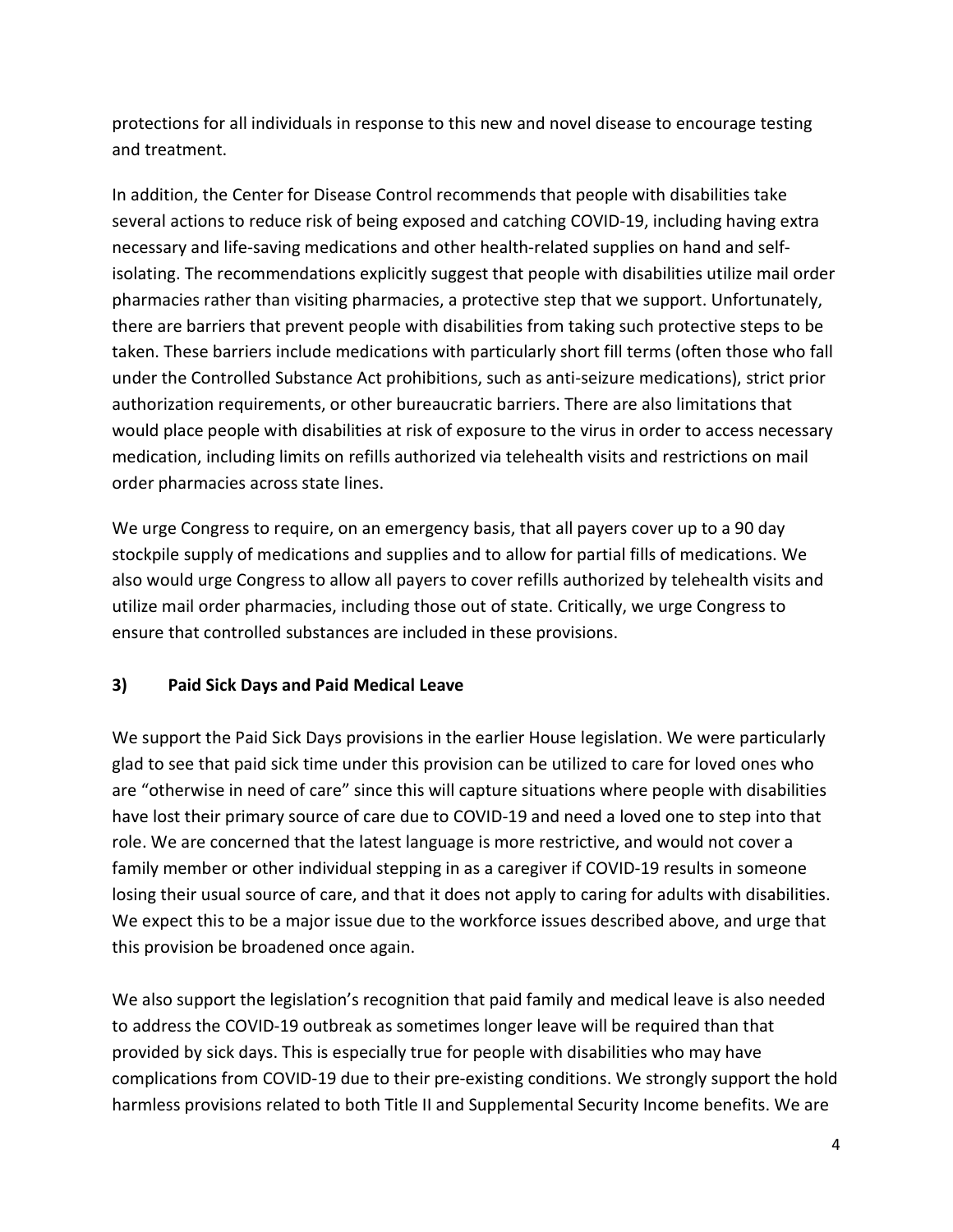protections for all individuals in response to this new and novel disease to encourage testing and treatment.

In addition, the Center for Disease Control recommends that people with disabilities take several actions to reduce risk of being exposed and catching COVID-19, including having extra necessary and life-saving medications and other health-related supplies on hand and self-isolating. The recommendations explicitly suggest that people with disabilities utilize mail order pharmacies rather than visiting pharmacies, a protective step that we support. Unfortunately, there are barriers that prevent people with disabilities from taking such protective steps to be taken. These barriers include medications with particularly short fill terms (often those who fall under the Controlled Substance Act prohibitions, such as anti-seizure medications), strict prior authorization requirements, or other bureaucratic barriers. There are also limitations that would place people with disabilities at risk of exposure to the virus in order to access necessary medication, including limits on refills authorized via telehealth visits and restrictions on mail order pharmacies across state lines.

We urge Congress to require, on an emergency basis, that all payers cover up to a 90 day stockpile supply of medications and supplies and to allow for partial fills of medications. We also would urge Congress to allow all payers to cover refills authorized by telehealth visits and utilize mail order pharmacies, including those out of state. Critically, we urge Congress to ensure that controlled substances are included in these provisions.

### 3) Paid Sick Days and Paid Medical Leave

We support the Paid Sick Days provisions in the earlier House legislation. We were particularly glad to see that paid sick time under this provision can be utilized to care for loved ones who are "otherwise in need of care" since this will capture situations where people with disabilities have lost their primary source of care due to COVID-19 and need a loved one to step into that role. We are concerned that the latest language is more restrictive, and would not cover a family member or other individual stepping in as a caregiver if COVID-19 results in someone losing their usual source of care, and that it does not apply to caring for adults with disabilities. We expect this to be a major issue due to the workforce issues described above, and urge that this provision be broadened once again.

We also support the legislation's recognition that paid family and medical leave is also needed to address the COVID-19 outbreak as sometimes longer leave will be required than that provided by sick days. This is especially true for people with disabilities who may have complications from COVID-19 due to their pre-existing conditions. We strongly support the hold harmless provisions related to both Title II and Supplemental Security Income benefits. We are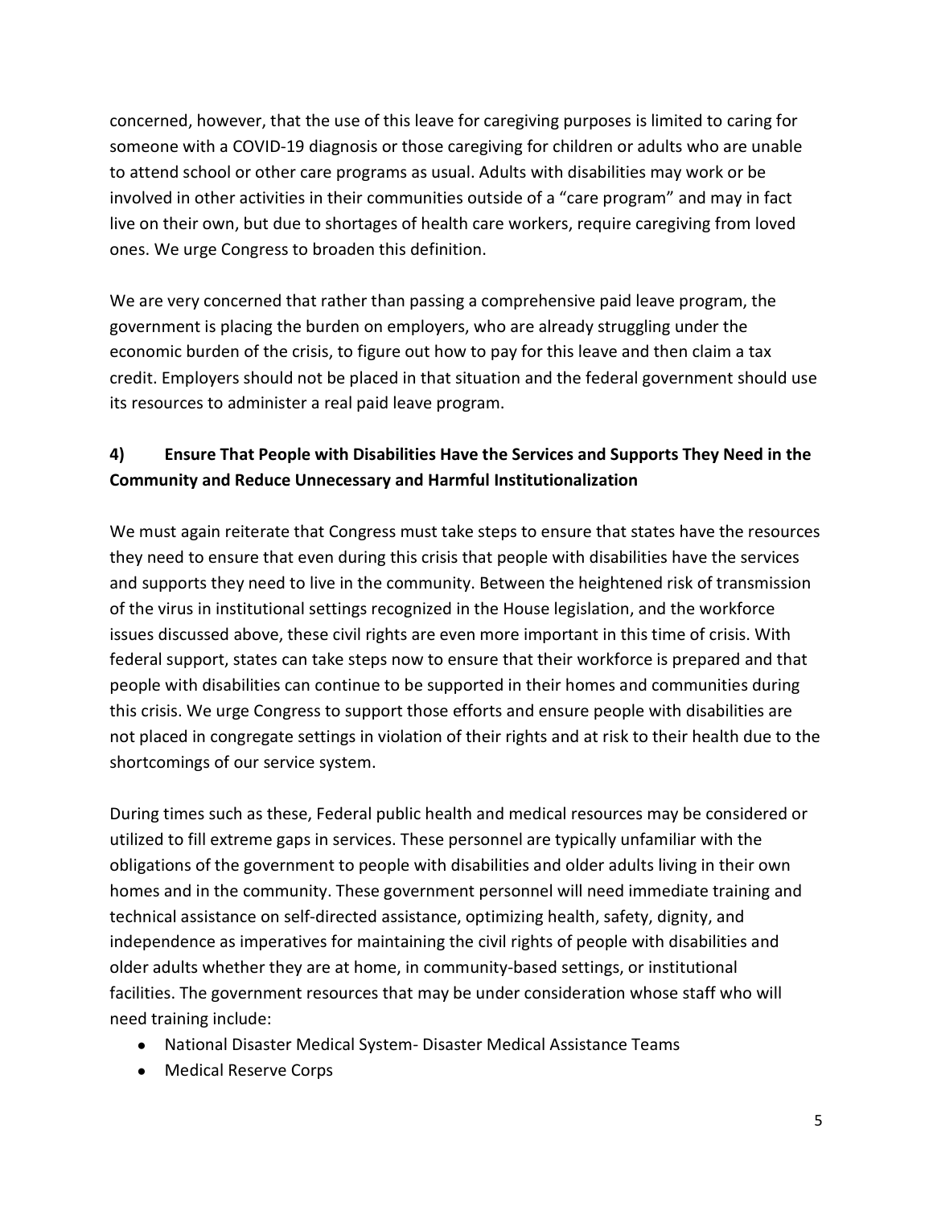concerned, however, that the use of this leave for caregiving purposes is limited to caring for someone with a COVID-19 diagnosis or those caregiving for children or adults who are unable to attend school or other care programs as usual. Adults with disabilities may work or be involved in other activities in their communities outside of a "care program" and may in fact live on their own, but due to shortages of health care workers, require caregiving from loved ones. We urge Congress to broaden this definition.

We are very concerned that rather than passing a comprehensive paid leave program, the government is placing the burden on employers, who are already struggling under the economic burden of the crisis, to figure out how to pay for this leave and then claim a tax credit. Employers should not be placed in that situation and the federal government should use its resources to administer a real paid leave program.

**4) Ensure That People with Disabilities Have the Services and Supports They Need in the Community and Reduce Unnecessary and Harmful Institutionalization**

We must again reiterate that Congress must take steps to ensure that states have the resources they need to ensure that even during this crisis that people with disabilities have the services and supports they need to live in the community. Between the heightened risk of transmission of the virus in institutional settings recognized in the House legislation, and the workforce issues discussed above, these civil rights are even more important in this time of crisis. With federal support, states can take steps now to ensure that their workforce is prepared and that people with disabilities can continue to be supported in their homes and communities during this crisis. We urge Congress to support those efforts and ensure people with disabilities are not placed in congregate settings in violation of their rights and at risk to their health due to the shortcomings of our service system.

During times such as these, Federal public health and medical resources may be considered or utilized to fill extreme gaps in services. These personnel are typically unfamiliar with the obligations of the government to people with disabilities and older adults living in their own homes and in the community. These government personnel will need immediate training and technical assistance on self-directed assistance, optimizing health, safety, dignity, and independence as imperatives for maintaining the civil rights of people with disabilities and older adults whether they are at home, in community-based settings, or institutional facilities. The government resources that may be under consideration whose staff who will need training include:

- National Disaster Medical System- Disaster Medical Assistance Teams
- Medical Reserve Corps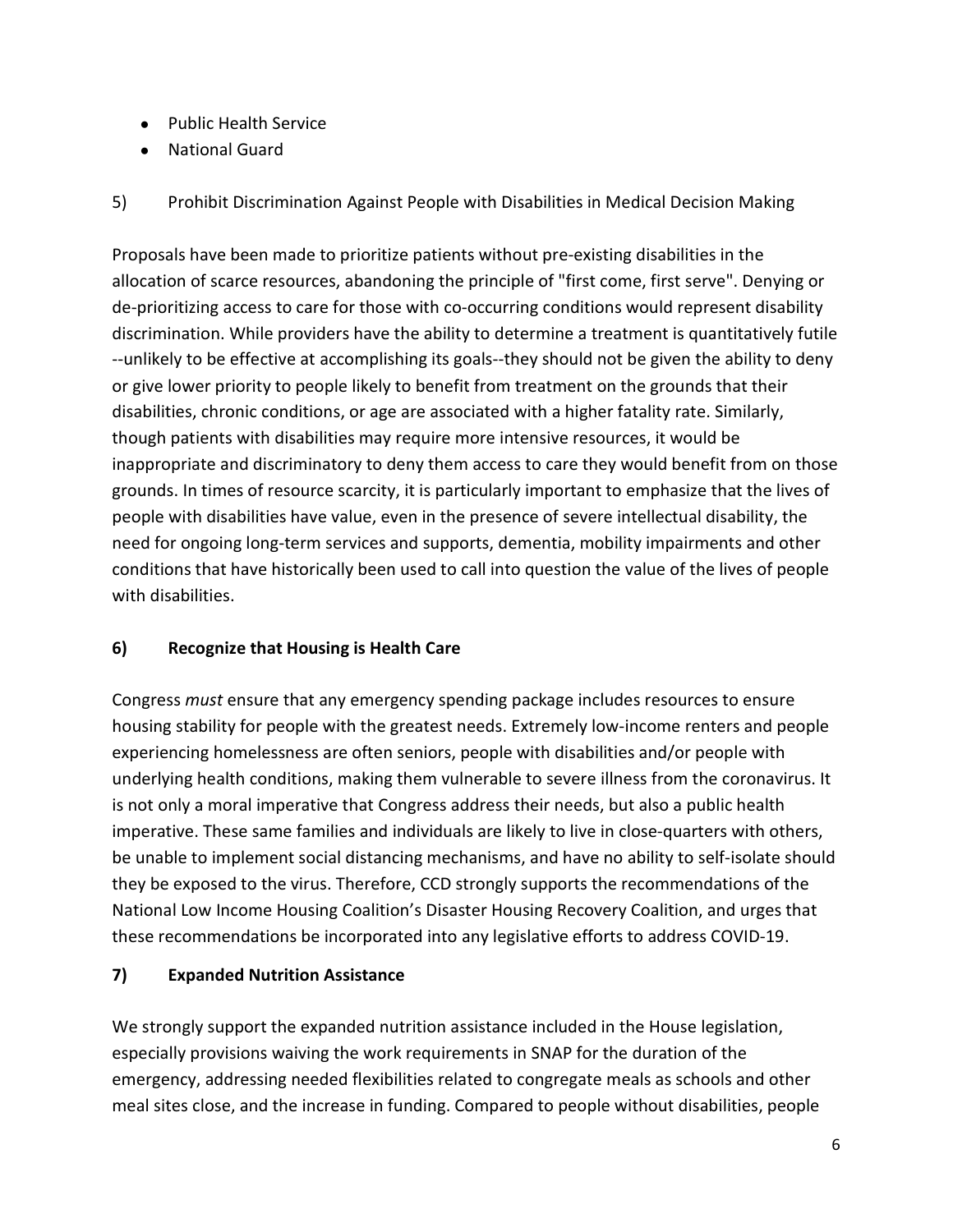- Public Health Service
- National Guard

5) Prohibit Discrimination Against People with Disabilities in Medical Decision Making

Proposals have been made to prioritize patients without pre-existing disabilities in the allocation of scarce resources, abandoning the principle of "first come, first serve". Denying or de-prioritizing access to care for those with co-occurring conditions would represent disability discrimination. While providers have the ability to determine a treatment is quantitatively futile --unlikely to be effective at accomplishing its goals--they should not be given the ability to deny or give lower priority to people likely to benefit from treatment on the grounds that their disabilities, chronic conditions, or age are associated with a higher fatality rate. Similarly, though patients with disabilities may require more intensive resources, it would be inappropriate and discriminatory to deny them access to care they would benefit from on those grounds. In times of resource scarcity, it is particularly important to emphasize that the lives of people with disabilities have value, even in the presence of severe intellectual disability, the need for ongoing long-term services and supports, dementia, mobility impairments and other conditions that have historically been used to call into question the value of the lives of people with disabilities.

**6) Recognize that Housing is Health Care**

Congress *must* ensure that any emergency spending package includes resources to ensure housing stability for people with the greatest needs. Extremely low-income renters and people experiencing homelessness are often seniors, people with disabilities and/or people with underlying health conditions, making them vulnerable to severe illness from the coronavirus. It is not only a moral imperative that Congress address their needs, but also a public health imperative. These same families and individuals are likely to live in close-quarters with others, be unable to implement social distancing mechanisms, and have no ability to self-isolate should they be exposed to the virus. Therefore, CCD strongly supports the recommendations of the National Low Income Housing Coalition's Disaster Housing Recovery Coalition, and urges that these recommendations be incorporated into any legislative efforts to address COVID-19.

**7) Expanded Nutrition Assistance**

We strongly support the expanded nutrition assistance included in the House legislation, especially provisions waiving the work requirements in SNAP for the duration of the emergency, addressing needed flexibilities related to congregate meals as schools and other meal sites close, and the increase in funding. Compared to people without disabilities, people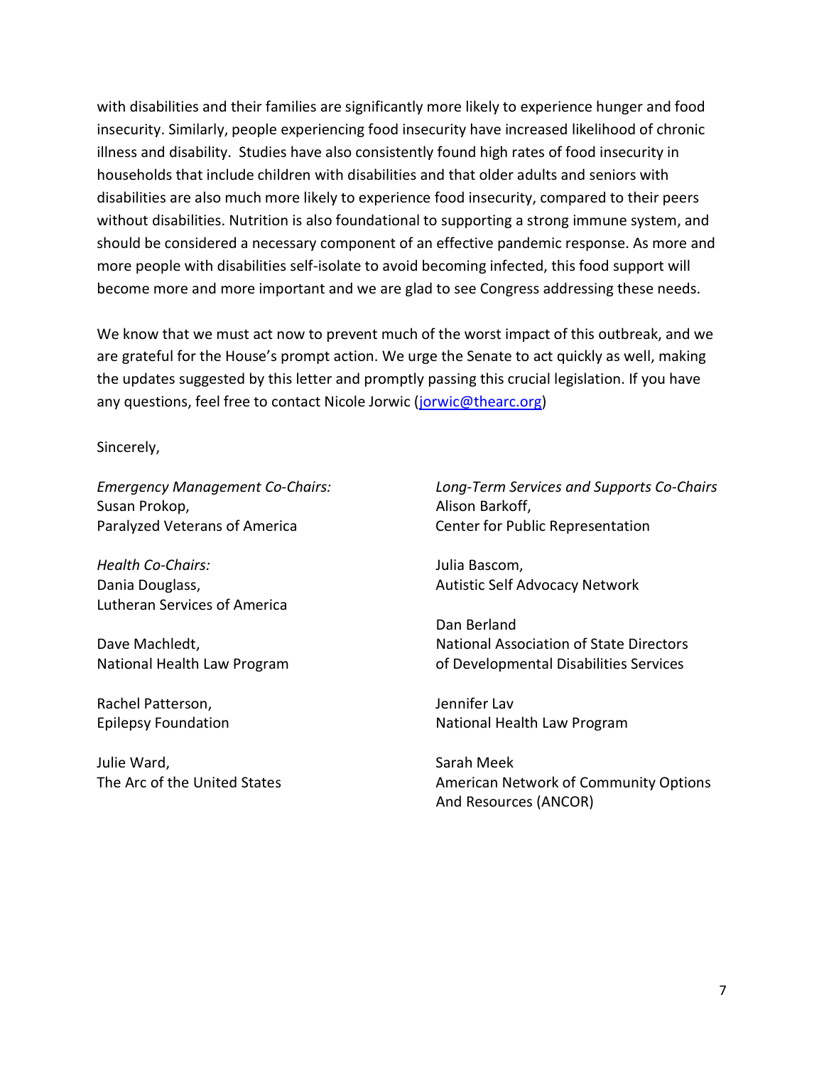with disabilities and their families are significantly more likely to experience hunger and food insecurity. Similarly, people experiencing food insecurity have increased likelihood of chronic illness and disability. Studies have also consistently found high rates of food insecurity in households that include children with disabilities and that older adults and seniors with disabilities are also much more likely to experience food insecurity, compared to their peers without disabilities. Nutrition is also foundational to supporting a strong immune system, and should be considered a necessary component of an effective pandemic response. As more and more people with disabilities self-isolate to avoid becoming infected, this food support will become more and more important and we are glad to see Congress addressing these needs.

We know that we must act now to prevent much of the worst impact of this outbreak, and we are grateful for the House's prompt action. We urge the Senate to act quickly as well, making the updates suggested by this letter and promptly passing this crucial legislation. If you have any questions, feel free to contact Nicole Jorwic (jorwic@thearc.org)

Sincerely,

*Emergency Management Co-Chairs:*
Susan Prokop,
Paralyzed Veterans of America

*Health Co-Chairs:*
Dania Douglass,
Lutheran Services of America

Dave Machledt,
National Health Law Program

Rachel Patterson,
Epilepsy Foundation

Julie Ward,
The Arc of the United States

*Long-Term Services and Supports Co-Chairs*
Alison Barkoff,
Center for Public Representation

Julia Bascom,
Autistic Self Advocacy Network

Dan Berland
National Association of State Directors of Developmental Disabilities Services

Jennifer Lav
National Health Law Program

Sarah Meek
American Network of Community Options And Resources (ANCOR)